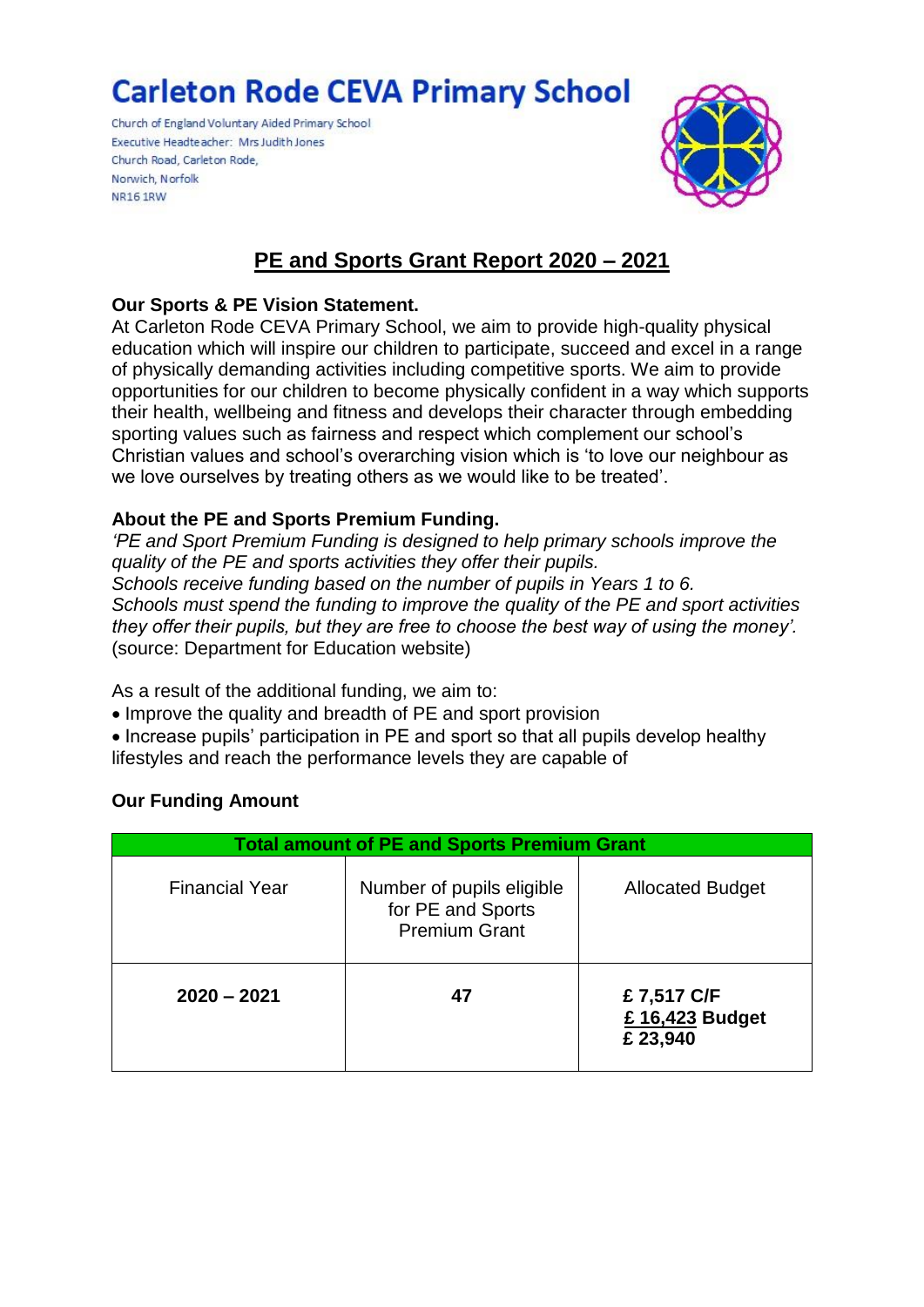# Carleton Rode CEVA Primary School

Church of England Voluntary Aided Primary School
Executive Headteacher: Mrs Judith Jones
Church Road, Carleton Rode,
Norwich, Norfolk
NR16 1RW

## PE and Sports Grant Report 2020 – 2021

**Our Sports & PE Vision Statement.**
At Carleton Rode CEVA Primary School, we aim to provide high-quality physical education which will inspire our children to participate, succeed and excel in a range of physically demanding activities including competitive sports. We aim to provide opportunities for our children to become physically confident in a way which supports their health, wellbeing and fitness and develops their character through embedding sporting values such as fairness and respect which complement our school's Christian values and school's overarching vision which is 'to love our neighbour as we love ourselves by treating others as we would like to be treated'.

**About the PE and Sports Premium Funding.**
*'PE and Sport Premium Funding is designed to help primary schools improve the quality of the PE and sports activities they offer their pupils.*
*Schools receive funding based on the number of pupils in Years 1 to 6.*
*Schools must spend the funding to improve the quality of the PE and sport activities they offer their pupils, but they are free to choose the best way of using the money'.*
(source: Department for Education website)

As a result of the additional funding, we aim to:

- Improve the quality and breadth of PE and sport provision
- Increase pupils' participation in PE and sport so that all pupils develop healthy lifestyles and reach the performance levels they are capable of

**Our Funding Amount**

| Total amount of PE and Sports Premium Grant | | |
|---|---|---|
| Financial Year | Number of pupils eligible for PE and Sports Premium Grant | Allocated Budget |
| **2020 – 2021** | **47** | **£ 7,517 C/F**<br>**£ 16,423 Budget**<br>**£ 23,940** |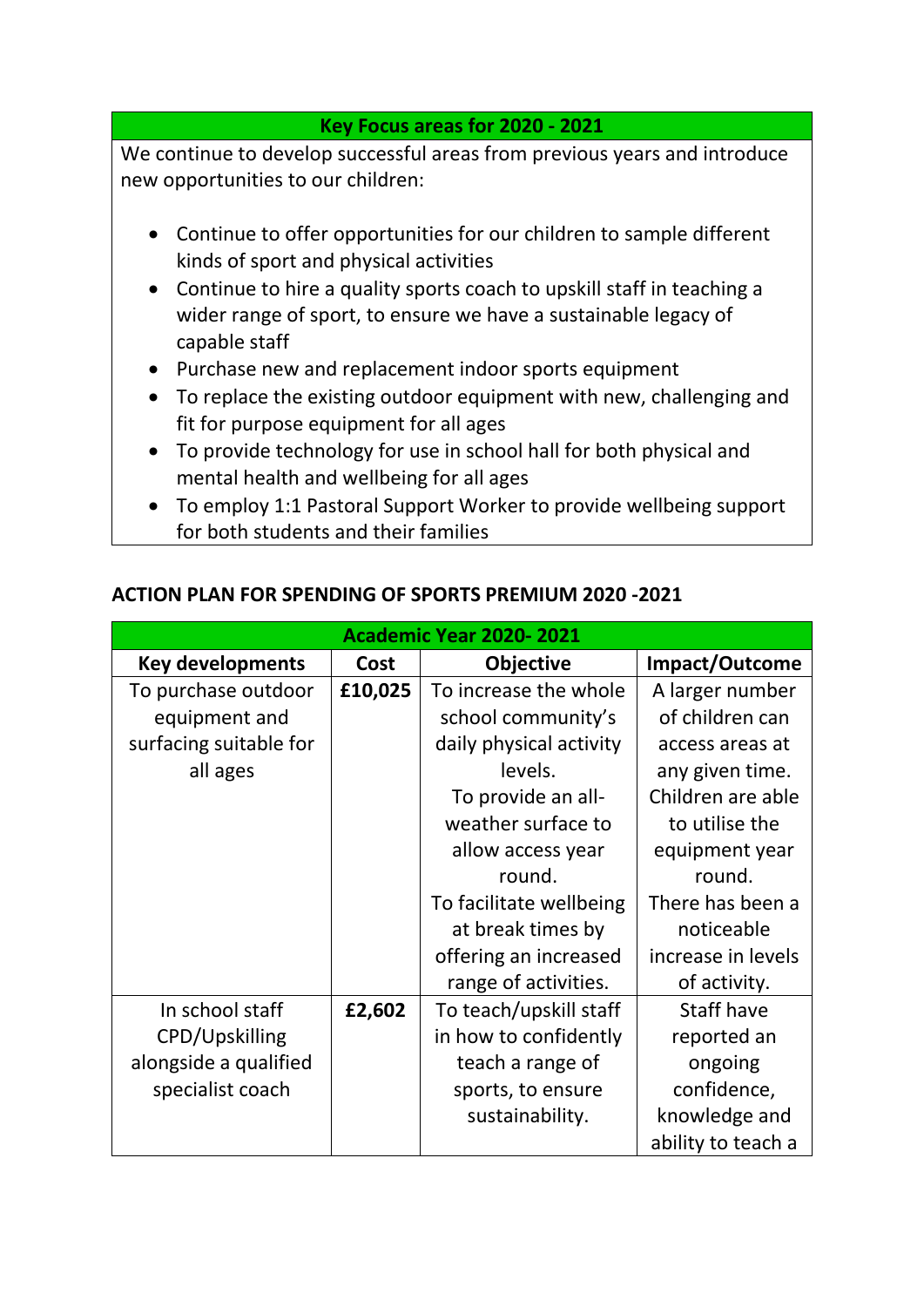| Key Focus areas for 2020 - 2021 |
|---|
| We continue to develop successful areas from previous years and introduce new opportunities to our children:<br><br>• Continue to offer opportunities for our children to sample different kinds of sport and physical activities<br>• Continue to hire a quality sports coach to upskill staff in teaching a wider range of sport, to ensure we have a sustainable legacy of capable staff<br>• Purchase new and replacement indoor sports equipment<br>• To replace the existing outdoor equipment with new, challenging and fit for purpose equipment for all ages<br>• To provide technology for use in school hall for both physical and mental health and wellbeing for all ages<br>• To employ 1:1 Pastoral Support Worker to provide wellbeing support for both students and their families |

## ACTION PLAN FOR SPENDING OF SPORTS PREMIUM 2020 -2021

| Academic Year 2020- 2021 | | | |
|---|---|---|---|
| **Key developments** | **Cost** | **Objective** | **Impact/Outcome** |
| To purchase outdoor equipment and surfacing suitable for all ages | **£10,025** | To increase the whole school community's daily physical activity levels.<br>To provide an all-weather surface to allow access year round.<br>To facilitate wellbeing at break times by offering an increased range of activities. | A larger number of children can access areas at any given time.<br>Children are able to utilise the equipment year round.<br>There has been a noticeable increase in levels of activity. |
| In school staff CPD/Upskilling alongside a qualified specialist coach | **£2,602** | To teach/upskill staff in how to confidently teach a range of sports, to ensure sustainability. | Staff have reported an ongoing confidence, knowledge and ability to teach a |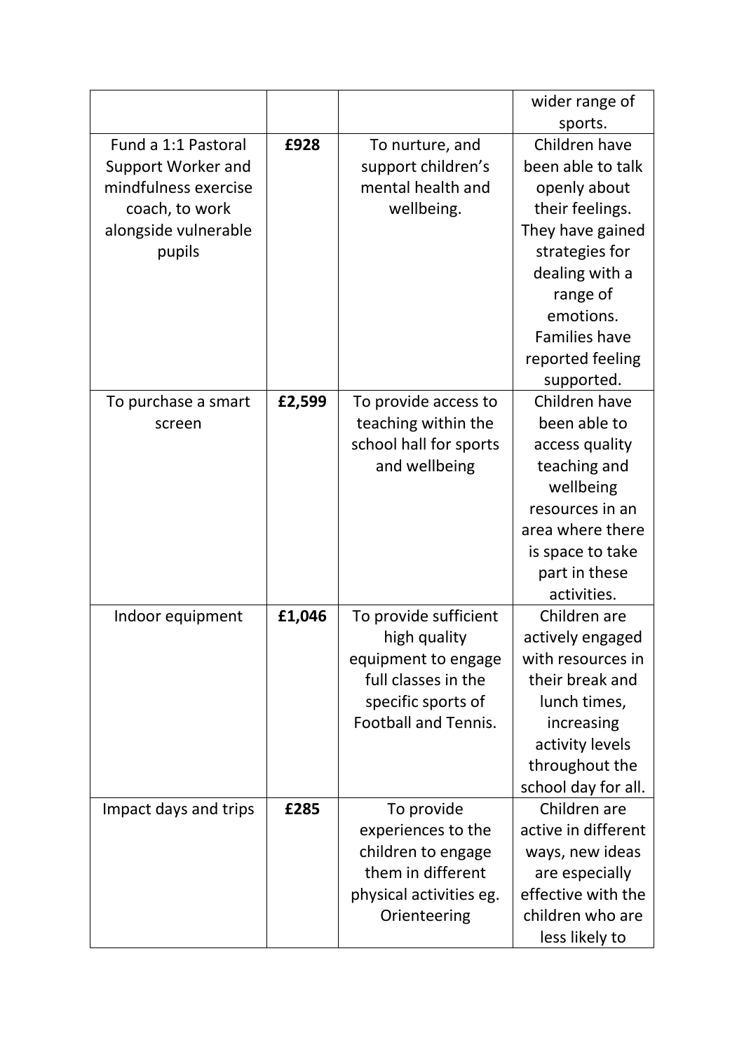| | | | |
|---|---|---|---|
| | | | wider range of sports. |
| Fund a 1:1 Pastoral Support Worker and mindfulness exercise coach, to work alongside vulnerable pupils | **£928** | To nurture, and support children's mental health and wellbeing. | Children have been able to talk openly about their feelings. They have gained strategies for dealing with a range of emotions. Families have reported feeling supported. |
| To purchase a smart screen | **£2,599** | To provide access to teaching within the school hall for sports and wellbeing | Children have been able to access quality teaching and wellbeing resources in an area where there is space to take part in these activities. |
| Indoor equipment | **£1,046** | To provide sufficient high quality equipment to engage full classes in the specific sports of Football and Tennis. | Children are actively engaged with resources in their break and lunch times, increasing activity levels throughout the school day for all. |
| Impact days and trips | **£285** | To provide experiences to the children to engage them in different physical activities eg. Orienteering | Children are active in different ways, new ideas are especially effective with the children who are less likely to |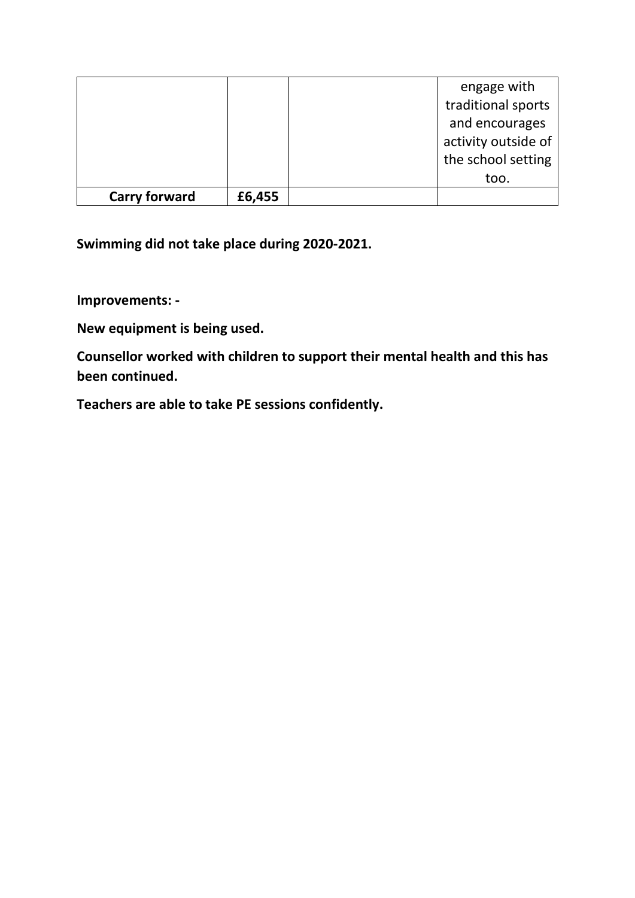| | | | |
|---|---|---|---|
| | | | engage with traditional sports and encourages activity outside of the school setting too. |
| **Carry forward** | **£6,455** | | |

**Swimming did not take place during 2020-2021.**

**Improvements: -**

**New equipment is being used.**

**Counsellor worked with children to support their mental health and this has been continued.**

**Teachers are able to take PE sessions confidently.**